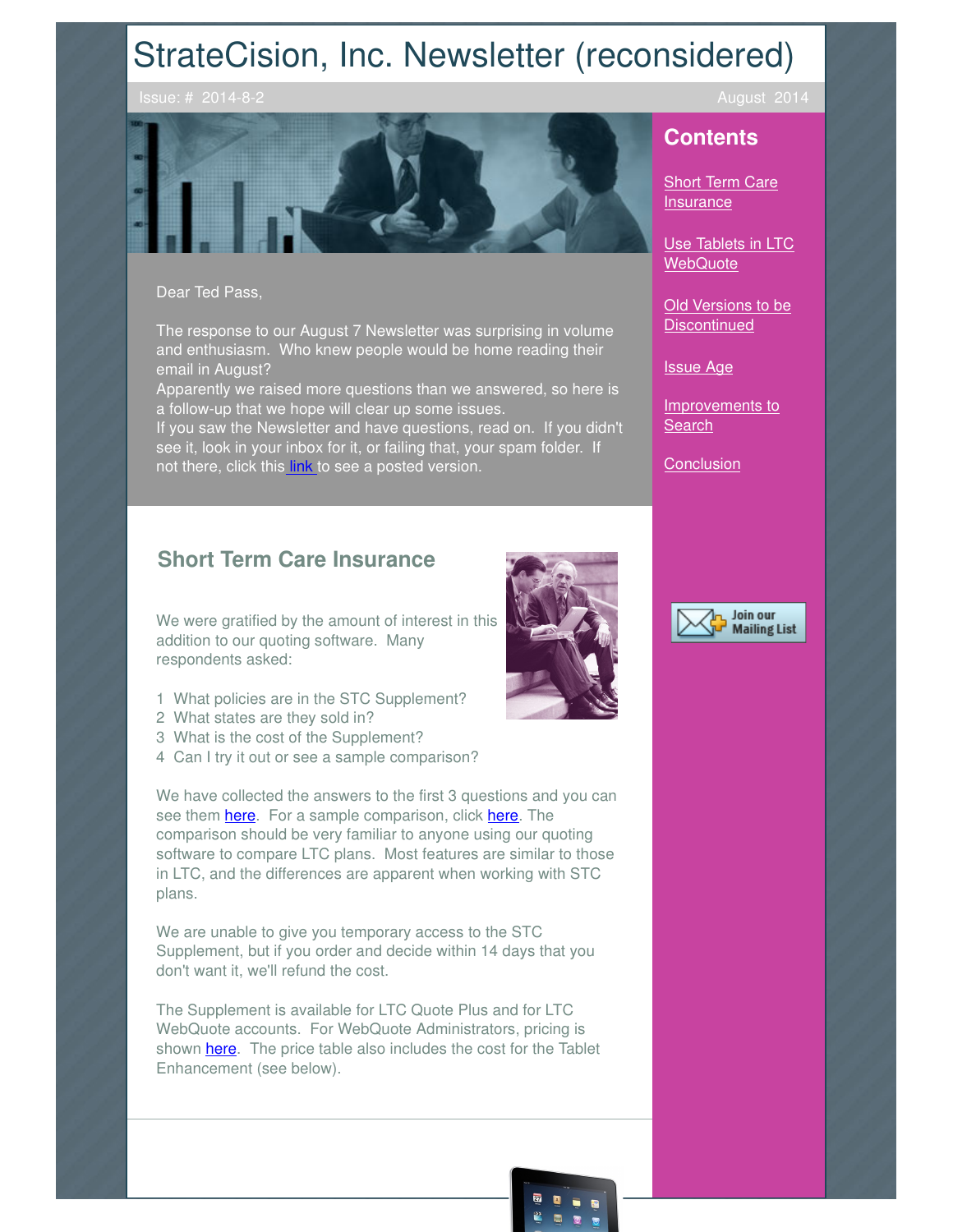# StrateCision, Inc. Newsletter (reconsidered)

Issue: # 2014-8-2 August 2014

## Contents

[Short Term Care Insurance]

[Use Tablets in LTC WebQuote]

[Old Versions to be Discontinued]

[Issue Age]

[Improvements to Search]

[Conclusion]

Join our Mailing List

Dear Ted Pass,

The response to our August 7 Newsletter was surprising in volume and enthusiasm. Who knew people would be home reading their email in August?
Apparently we raised more questions than we answered, so here is a follow-up that we hope will clear up some issues.
If you saw the Newsletter and have questions, read on. If you didn't see it, look in your inbox for it, or failing that, your spam folder. If not there, click this link to see a posted version.

## Short Term Care Insurance

We were gratified by the amount of interest in this addition to our quoting software. Many respondents asked:

1 What policies are in the STC Supplement?
2 What states are they sold in?
3 What is the cost of the Supplement?
4 Can I try it out or see a sample comparison?

We have collected the answers to the first 3 questions and you can see them here. For a sample comparison, click here. The comparison should be very familiar to anyone using our quoting software to compare LTC plans. Most features are similar to those in LTC, and the differences are apparent when working with STC plans.

We are unable to give you temporary access to the STC Supplement, but if you order and decide within 14 days that you don't want it, we'll refund the cost.

The Supplement is available for LTC Quote Plus and for LTC WebQuote accounts. For WebQuote Administrators, pricing is shown here. The price table also includes the cost for the Tablet Enhancement (see below).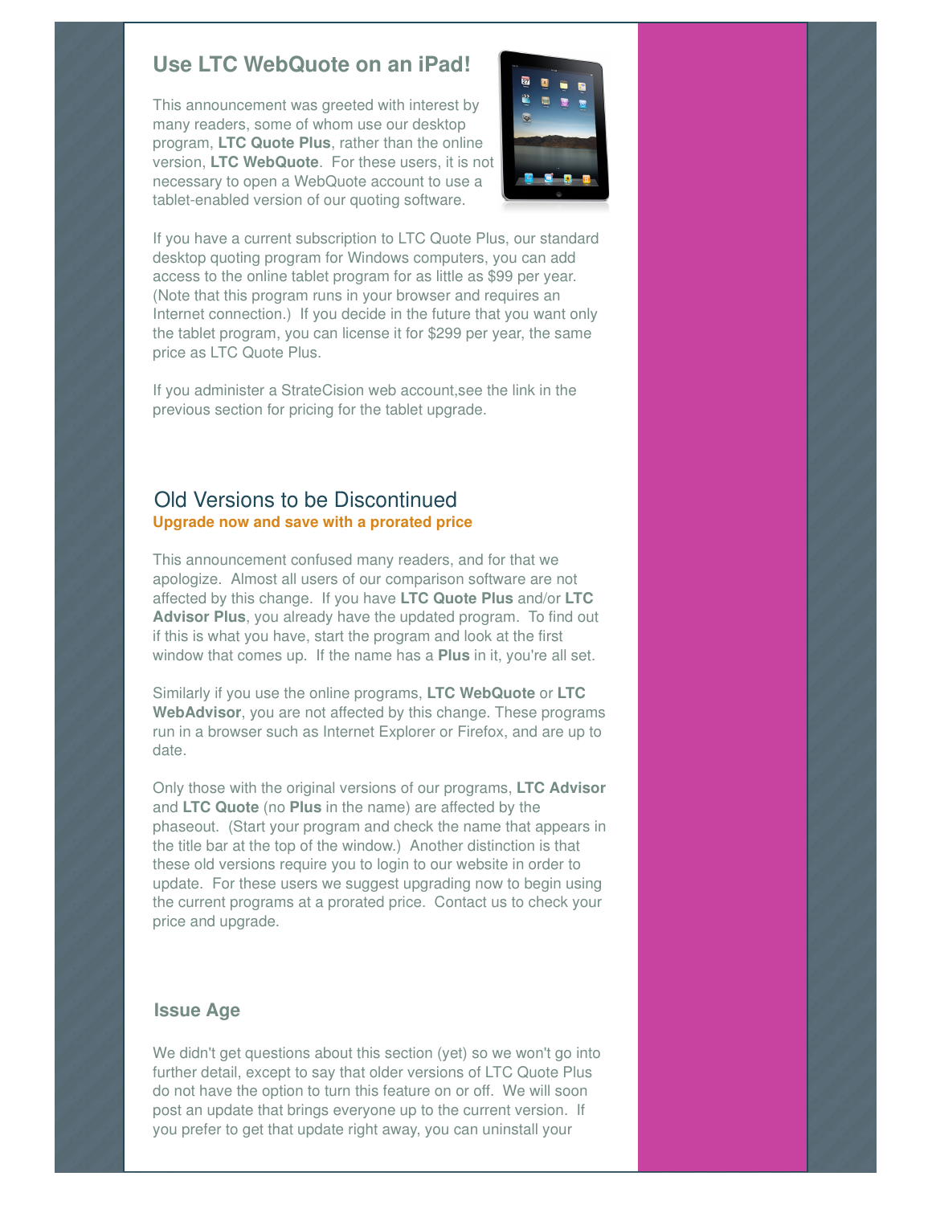## Use LTC WebQuote on an iPad!

This announcement was greeted with interest by many readers, some of whom use our desktop program, **LTC Quote Plus**, rather than the online version, **LTC WebQuote**. For these users, it is not necessary to open a WebQuote account to use a tablet-enabled version of our quoting software.

If you have a current subscription to LTC Quote Plus, our standard desktop quoting program for Windows computers, you can add access to the online tablet program for as little as $99 per year. (Note that this program runs in your browser and requires an Internet connection.) If you decide in the future that you want only the tablet program, you can license it for $299 per year, the same price as LTC Quote Plus.

If you administer a StrateCision web account,see the link in the previous section for pricing for the tablet upgrade.

## Old Versions to be Discontinued

**Upgrade now and save with a prorated price**

This announcement confused many readers, and for that we apologize. Almost all users of our comparison software are not affected by this change. If you have **LTC Quote Plus** and/or **LTC Advisor Plus**, you already have the updated program. To find out if this is what you have, start the program and look at the first window that comes up. If the name has a **Plus** in it, you're all set.

Similarly if you use the online programs, **LTC WebQuote** or **LTC WebAdvisor**, you are not affected by this change. These programs run in a browser such as Internet Explorer or Firefox, and are up to date.

Only those with the original versions of our programs, **LTC Advisor** and **LTC Quote** (no **Plus** in the name) are affected by the phaseout. (Start your program and check the name that appears in the title bar at the top of the window.) Another distinction is that these old versions require you to login to our website in order to update. For these users we suggest upgrading now to begin using the current programs at a prorated price. Contact us to check your price and upgrade.

## Issue Age

We didn't get questions about this section (yet) so we won't go into further detail, except to say that older versions of LTC Quote Plus do not have the option to turn this feature on or off. We will soon post an update that brings everyone up to the current version. If you prefer to get that update right away, you can uninstall your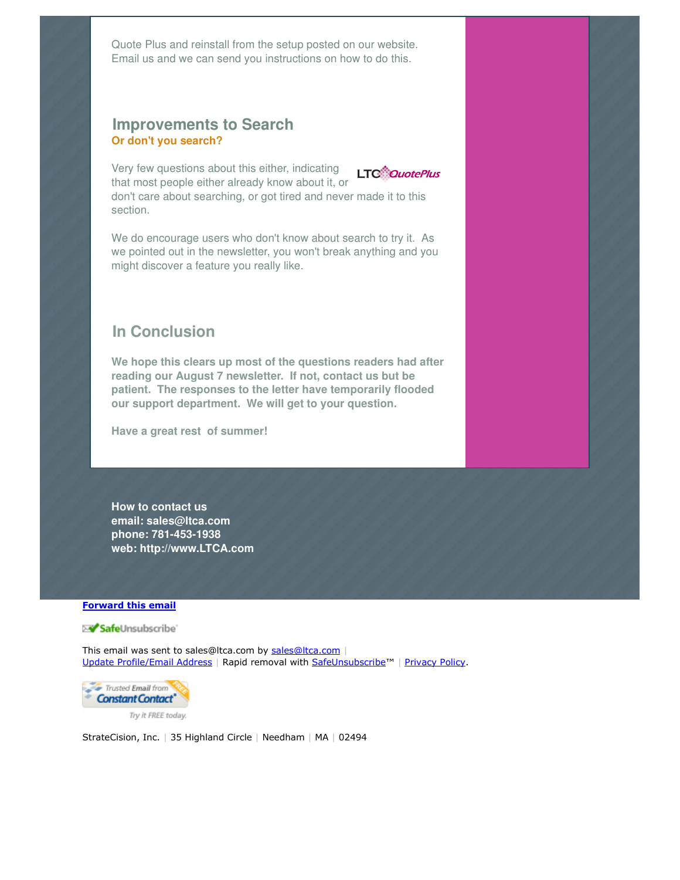Quote Plus and reinstall from the setup posted on our website. Email us and we can send you instructions on how to do this.

## Improvements to Search

**Or don't you search?**

Very few questions about this either, indicating that most people either already know about it, or don't care about searching, or got tired and never made it to this section.

We do encourage users who don't know about search to try it. As we pointed out in the newsletter, you won't break anything and you might discover a feature you really like.

## In Conclusion

**We hope this clears up most of the questions readers had after reading our August 7 newsletter. If not, contact us but be patient. The responses to the letter have temporarily flooded our support department. We will get to your question.**

**Have a great rest of summer!**

**How to contact us**
**email: sales@ltca.com**
**phone: 781-453-1938**
**web: http://www.LTCA.com**

**Forward this email**

This email was sent to sales@ltca.com by sales@ltca.com | Update Profile/Email Address | Rapid removal with SafeUnsubscribe™ | Privacy Policy.

StrateCision, Inc. | 35 Highland Circle | Needham | MA | 02494